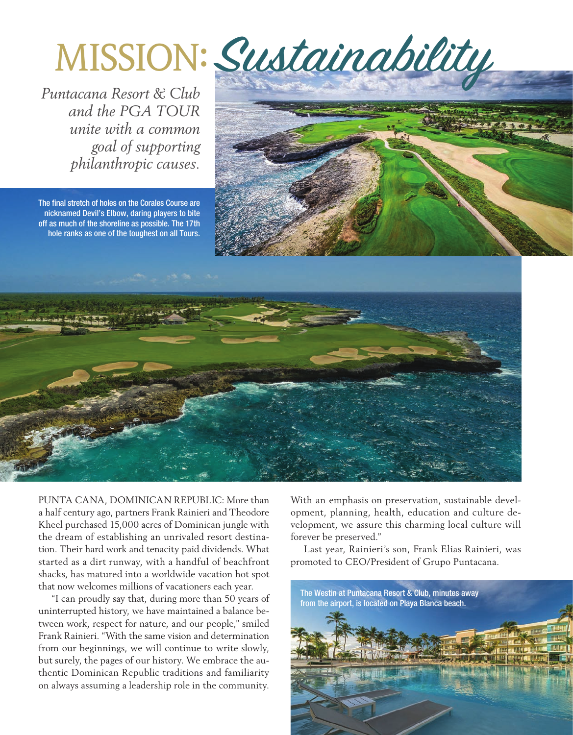# MISSION: *Sustainability*

*Puntacana Resort & Club and the PGA TOUR unite with a common goal of supporting philanthropic causes.*

The final stretch of holes on the Corales Course are nicknamed Devil's Elbow, daring players to bite off as much of the shoreline as possible. The 17th hole ranks as one of the toughest on all Tours.

PUNTA CANA, DOMINICAN REPUBLIC: More than a half century ago, partners Frank Rainieri and Theodore Kheel purchased 15,000 acres of Dominican jungle with the dream of establishing an unrivaled resort destination. Their hard work and tenacity paid dividends. What started as a dirt runway, with a handful of beachfront shacks, has matured into a worldwide vacation hot spot that now welcomes millions of vacationers each year.

"I can proudly say that, during more than 50 years of uninterrupted history, we have maintained a balance between work, respect for nature, and our people," smiled Frank Rainieri. "With the same vision and determination from our beginnings, we will continue to write slowly, but surely, the pages of our history. We embrace the authentic Dominican Republic traditions and familiarity on always assuming a leadership role in the community. With an emphasis on preservation, sustainable development, planning, health, education and culture development, we assure this charming local culture will forever be preserved."

Last year, Rainieri's son, Frank Elias Rainieri, was promoted to CEO/President of Grupo Puntacana.

The Westin at Puntacana Resort & Club, minutes away from the airport, is located on Playa Blanca beach.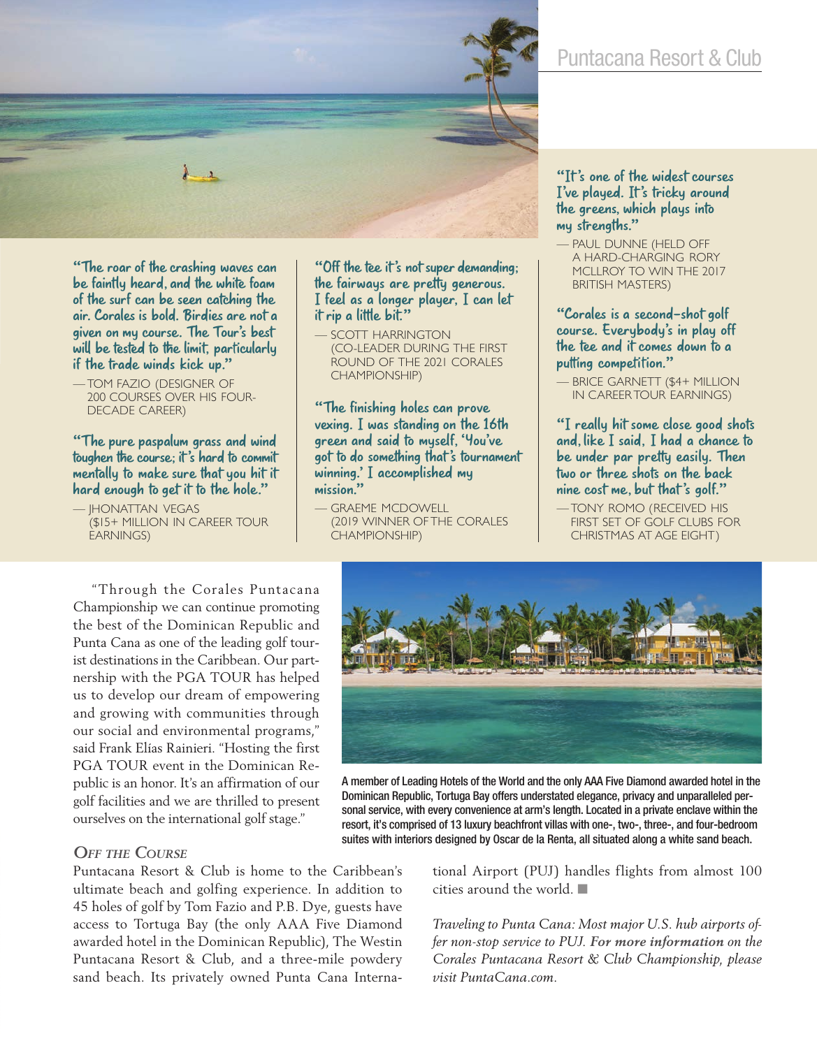"The roar of the crashing waves can be faintly heard, and the white foam of the surf can be seen catching the air. Corales is bold. Birdies are not a given on my course. The Tour's best will be tested to the limit, particularly if the trade winds kick up."

— TOM FAZIO (DESIGNER OF 200 COURSES OVER HIS FOUR-DECADE CAREER)

"The pure paspalum grass and wind toughen the course; it's hard to commit mentally to make sure that you hit it hard enough to get it to the hole."

— JHONATTAN VEGAS ($15+ MILLION IN CAREER TOUR EARNINGS)

"Off the tee it's not super demanding; the fairways are pretty generous. I feel as a longer player, I can let it rip a little bit."

— SCOTT HARRINGTON (CO-LEADER DURING THE FIRST ROUND OF THE 2021 CORALES CHAMPIONSHIP)

"The finishing holes can prove vexing. I was standing on the 16th green and said to myself, 'You've got to do something that's tournament winning.' I accomplished my mission."

— GRAEME MCDOWELL (2019 WINNER OF THE CORALES CHAMPIONSHIP)

"It's one of the widest courses I've played. It's tricky around the greens, which plays into my strengths."

— PAUL DUNNE (HELD OFF A HARD-CHARGING RORY MCLLROY TO WIN THE 2017 BRITISH MASTERS)

"Corales is a second-shot golf course. Everybody's in play off the tee and it comes down to a putting competition."

— BRICE GARNETT ($4+ MILLION IN CAREER TOUR EARNINGS)

"I really hit some close good shots and, like I said, I had a chance to be under par pretty easily. Then two or three shots on the back nine cost me, but that's golf."

— TONY ROMO (RECEIVED HIS FIRST SET OF GOLF CLUBS FOR CHRISTMAS AT AGE EIGHT)

"Through the Corales Puntacana Championship we can continue promoting the best of the Dominican Republic and Punta Cana as one of the leading golf tourist destinations in the Caribbean. Our partnership with the PGA TOUR has helped us to develop our dream of empowering and growing with communities through our social and environmental programs," said Frank Elías Rainieri. "Hosting the first PGA TOUR event in the Dominican Republic is an honor. It's an affirmation of our golf facilities and we are thrilled to present ourselves on the international golf stage."

A member of Leading Hotels of the World and the only AAA Five Diamond awarded hotel in the Dominican Republic, Tortuga Bay offers understated elegance, privacy and unparalleled personal service, with every convenience at arm's length. Located in a private enclave within the resort, it's comprised of 13 luxury beachfront villas with one-, two-, three-, and four-bedroom suites with interiors designed by Oscar de la Renta, all situated along a white sand beach.

### *Off the Course*

Puntacana Resort & Club is home to the Caribbean's ultimate beach and golfing experience. In addition to 45 holes of golf by Tom Fazio and P.B. Dye, guests have access to Tortuga Bay (the only AAA Five Diamond awarded hotel in the Dominican Republic), The Westin Puntacana Resort & Club, and a three-mile powdery sand beach. Its privately owned Punta Cana International Airport (PUJ) handles flights from almost 100 cities around the world. ■

*Traveling to Punta Cana: Most major U.S. hub airports offer non-stop service to PUJ. **For more information** on the Corales Puntacana Resort & Club Championship, please visit PuntaCana.com.*